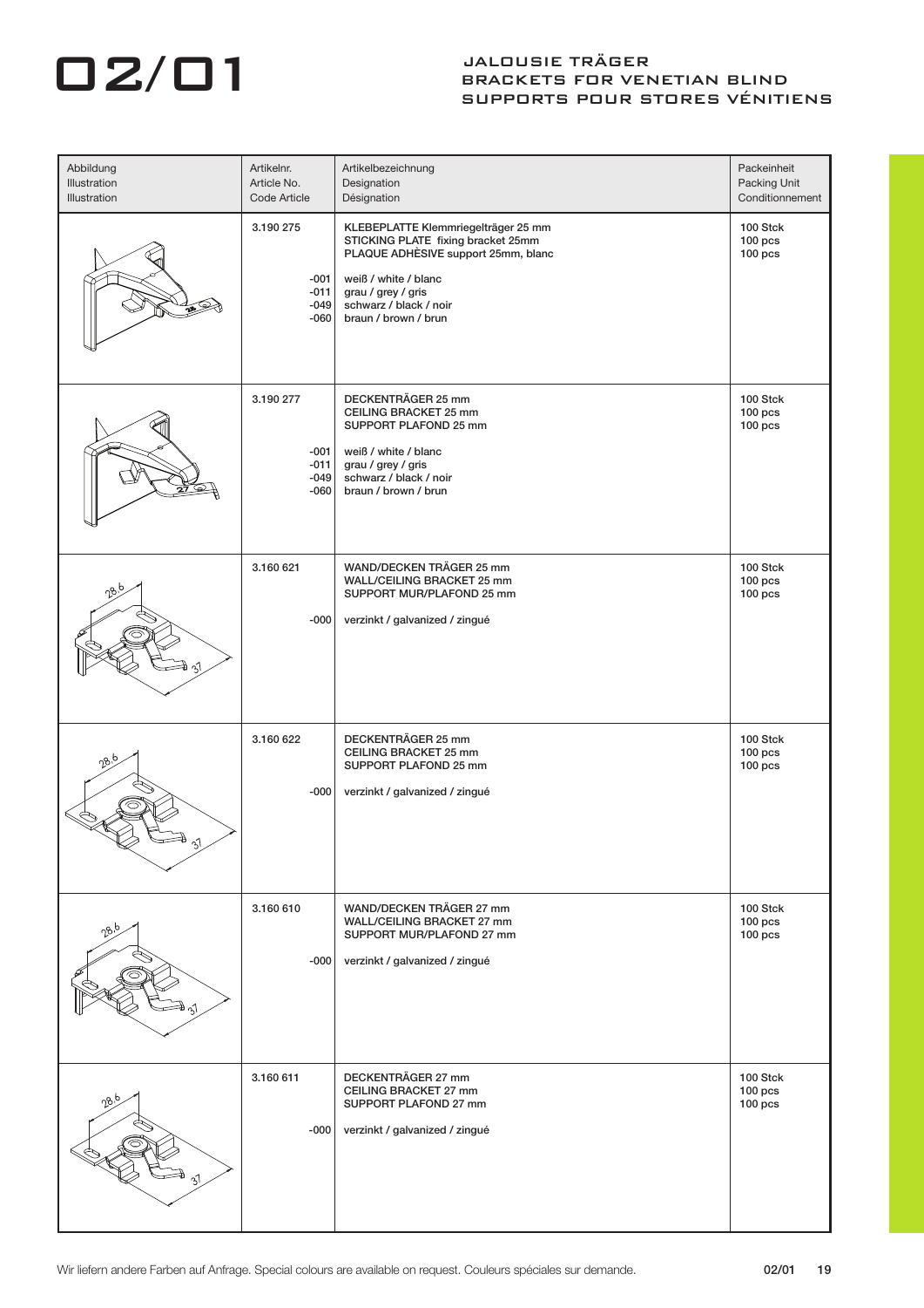# 02/01

## JALOUSIE TRÄGER
## BRACKETS FOR VENETIAN BLIND
## SUPPORTS POUR STORES VÉNITIENS

| Abbildung<br>Illustration<br>Illustration | Artikelnr.<br>Article No.<br>Code Article | Artikelbezeichnung<br>Designation<br>Désignation | Packeinheit<br>Packing Unit<br>Conditionnement |
|---|---|---|---|
| | 3.190 275<br><br>-001<br>-011<br>-049<br>-060 | KLEBEPLATTE Klemmriegelträger 25 mm<br>STICKING PLATE fixing bracket 25mm<br>PLAQUE ADHÈSIVE support 25mm, blanc<br><br>weiß / white / blanc<br>grau / grey / gris<br>schwarz / black / noir<br>braun / brown / brun | 100 Stck<br>100 pcs<br>100 pcs |
| | 3.190 277<br><br>-001<br>-011<br>-049<br>-060 | DECKENTRÄGER 25 mm<br>CEILING BRACKET 25 mm<br>SUPPORT PLAFOND 25 mm<br><br>weiß / white / blanc<br>grau / grey / gris<br>schwarz / black / noir<br>braun / brown / brun | 100 Stck<br>100 pcs<br>100 pcs |
| | 3.160 621<br><br>-000 | WAND/DECKEN TRÄGER 25 mm<br>WALL/CEILING BRACKET 25 mm<br>SUPPORT MUR/PLAFOND 25 mm<br><br>verzinkt / galvanized / zingué | 100 Stck<br>100 pcs<br>100 pcs |
| | 3.160 622<br><br>-000 | DECKENTRÄGER 25 mm<br>CEILING BRACKET 25 mm<br>SUPPORT PLAFOND 25 mm<br><br>verzinkt / galvanized / zingué | 100 Stck<br>100 pcs<br>100 pcs |
| | 3.160 610<br><br>-000 | WAND/DECKEN TRÄGER 27 mm<br>WALL/CEILING BRACKET 27 mm<br>SUPPORT MUR/PLAFOND 27 mm<br><br>verzinkt / galvanized / zingué | 100 Stck<br>100 pcs<br>100 pcs |
| | 3.160 611<br><br>-000 | DECKENTRÄGER 27 mm<br>CEILING BRACKET 27 mm<br>SUPPORT PLAFOND 27 mm<br><br>verzinkt / galvanized / zingué | 100 Stck<br>100 pcs<br>100 pcs |

Wir liefern andere Farben auf Anfrage. Special colours are available on request. Couleurs spéciales sur demande.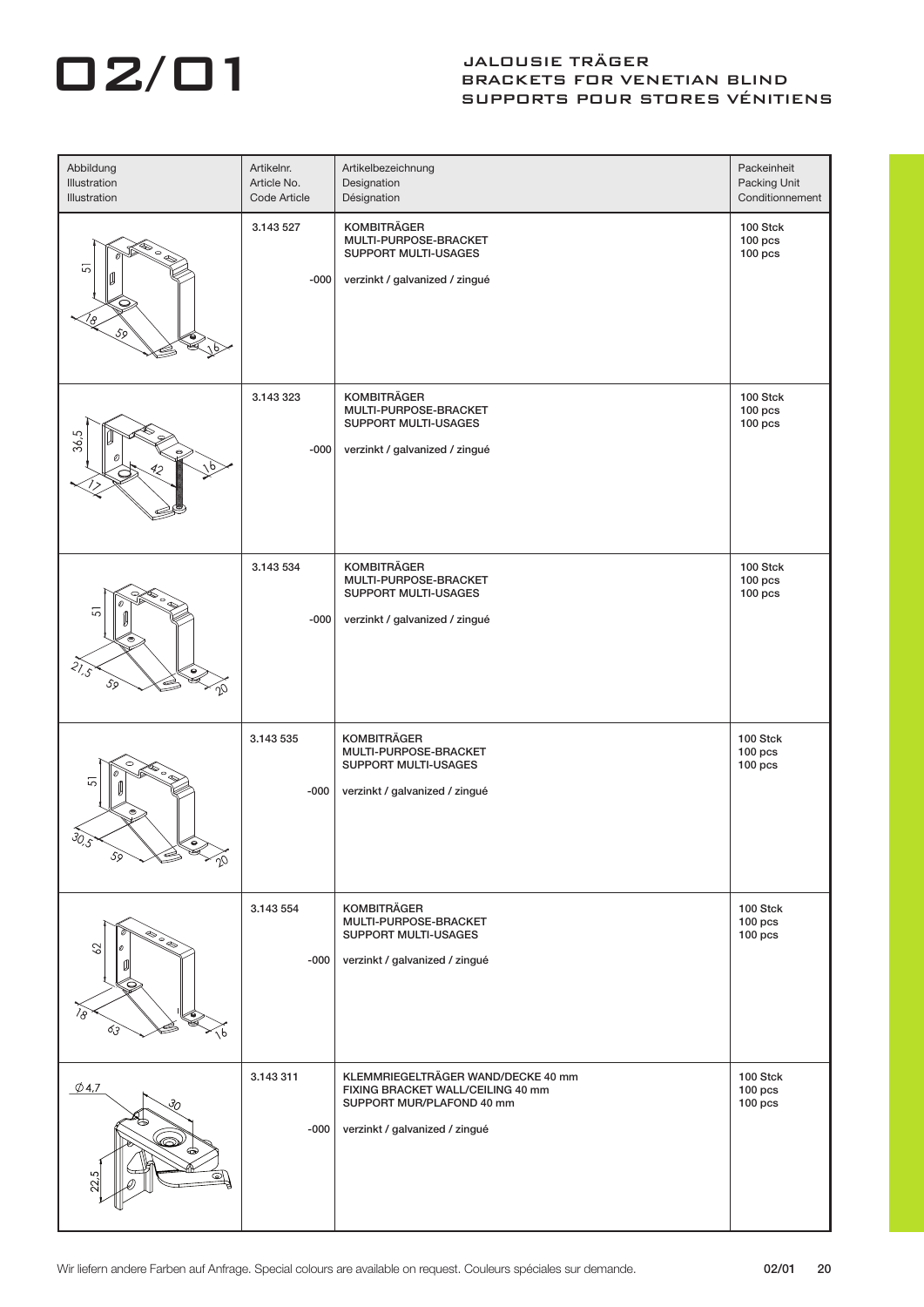# 02/01

## JALOUSIE TRÄGER
## BRACKETS FOR VENETIAN BLIND
## SUPPORTS POUR STORES VÉNITIENS

| Abbildung<br>Illustration<br>Illustration | Artikelnr.<br>Article No.<br>Code Article | Artikelbezeichnung<br>Designation<br>Désignation | Packeinheit<br>Packing Unit<br>Conditionnement |
|---|---|---|---|
| 51, 18, 59, 16 | 3.143 527<br>-000 | KOMBITRÄGER<br>MULTI-PURPOSE-BRACKET<br>SUPPORT MULTI-USAGES<br>verzinkt / galvanized / zingué | 100 Stck<br>100 pcs<br>100 pcs |
| 36,5, 17, 42, 16 | 3.143 323<br>-000 | KOMBITRÄGER<br>MULTI-PURPOSE-BRACKET<br>SUPPORT MULTI-USAGES<br>verzinkt / galvanized / zingué | 100 Stck<br>100 pcs<br>100 pcs |
| 51, 21,5, 59, 20 | 3.143 534<br>-000 | KOMBITRÄGER<br>MULTI-PURPOSE-BRACKET<br>SUPPORT MULTI-USAGES<br>verzinkt / galvanized / zingué | 100 Stck<br>100 pcs<br>100 pcs |
| 51, 30,5, 59, 20 | 3.143 535<br>-000 | KOMBITRÄGER<br>MULTI-PURPOSE-BRACKET<br>SUPPORT MULTI-USAGES<br>verzinkt / galvanized / zingué | 100 Stck<br>100 pcs<br>100 pcs |
| 62, 18, 63, 16 | 3.143 554<br>-000 | KOMBITRÄGER<br>MULTI-PURPOSE-BRACKET<br>SUPPORT MULTI-USAGES<br>verzinkt / galvanized / zingué | 100 Stck<br>100 pcs<br>100 pcs |
| Ø 4,7, 30, 22,5 | 3.143 311<br>-000 | KLEMMRIEGELTRÄGER WAND/DECKE 40 mm<br>FIXING BRACKET WALL/CEILING 40 mm<br>SUPPORT MUR/PLAFOND 40 mm<br>verzinkt / galvanized / zingué | 100 Stck<br>100 pcs<br>100 pcs |

Wir liefern andere Farben auf Anfrage. Special colours are available on request. Couleurs spéciales sur demande.